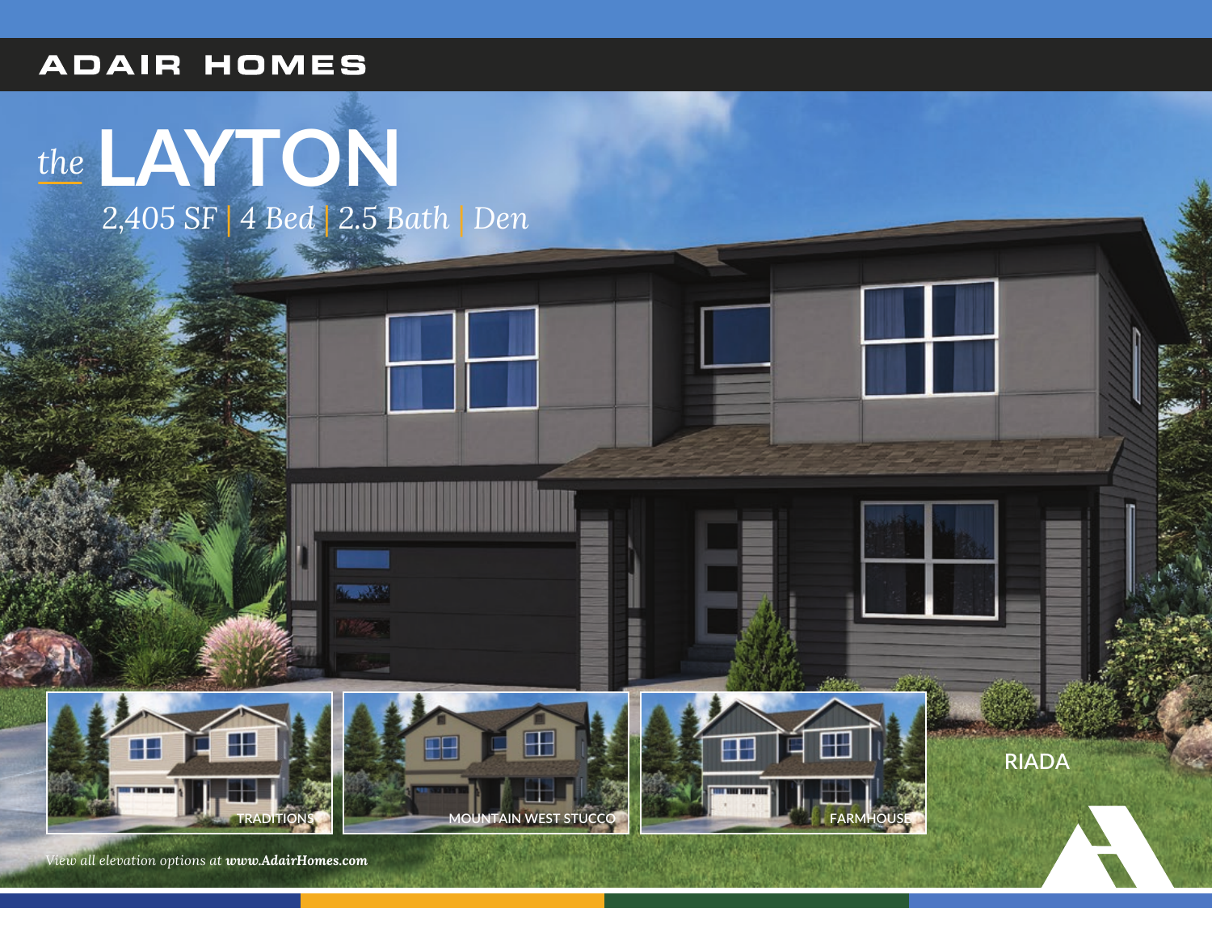**ADAIR HOMES**

# *the* LAYTON

*2,405 SF | 4 Bed | 2.5 Bath | Den*

TRADITIONS

MOUNTAIN WEST STUCCO

FARMHOUSE

RIADA

*View all elevation options at* ***www.AdairHomes.com***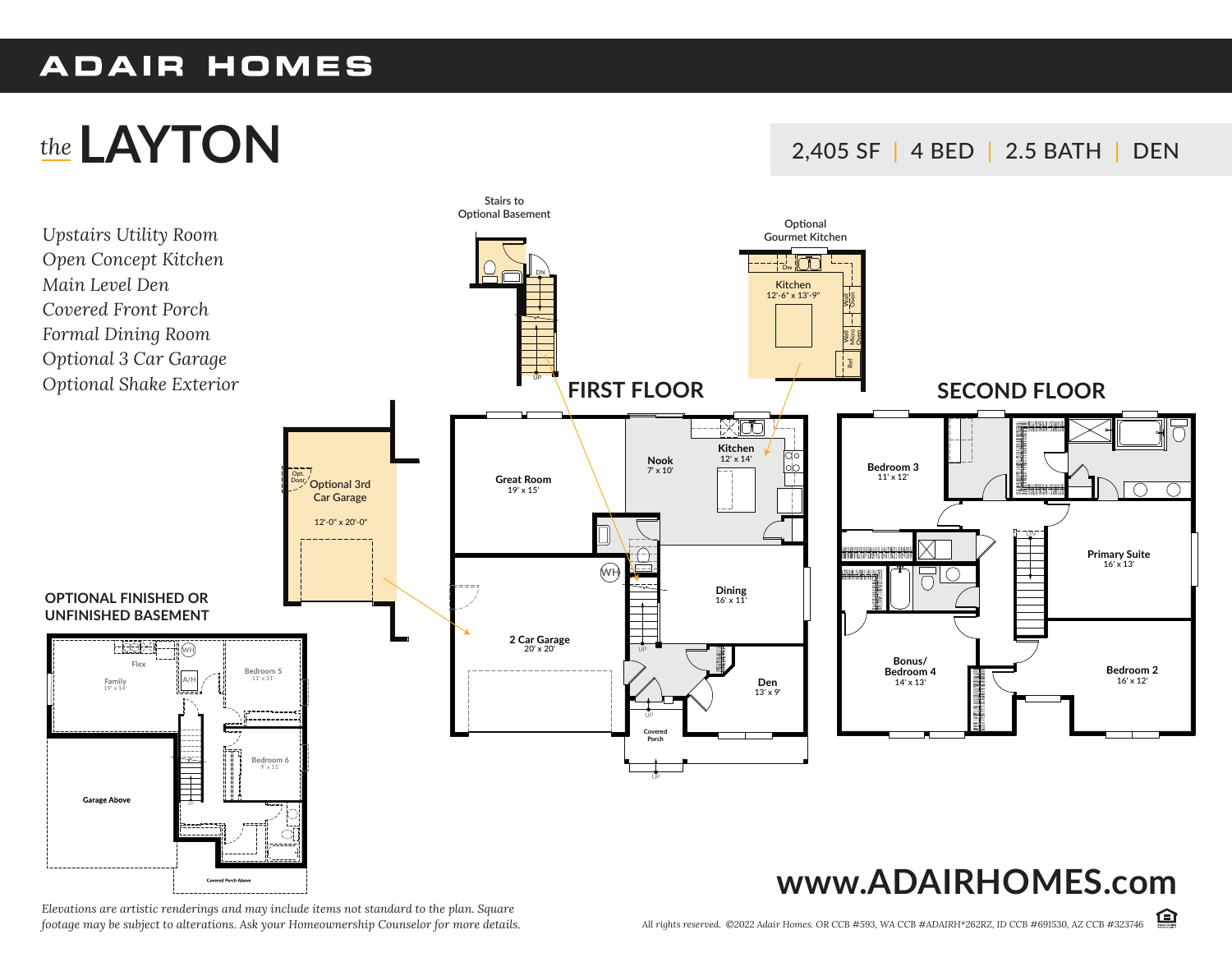# ADAIR HOMES

# *the* LAYTON

2,405 SF | 4 BED | 2.5 BATH | DEN

*Upstairs Utility Room*
*Open Concept Kitchen*
*Main Level Den*
*Covered Front Porch*
*Formal Dining Room*
*Optional 3 Car Garage*
*Optional Shake Exterior*

Stairs to Optional Basement

Optional Gourmet Kitchen

Kitchen 12'-6" x 13'-9"

## FIRST FLOOR

Optional 3rd Car Garage 12'-0" x 20'-0"

Opt. Door

Great Room 19' x 15'

Nook 7' x 10'

Kitchen 12' x 14'

Dining 16' x 11'

2 Car Garage 20' x 20'

Den 13' x 9'

Covered Porch

## SECOND FLOOR

Bedroom 3 11' x 12'

Primary Suite 16' x 13'

Bonus/ Bedroom 4 14' x 13'

Bedroom 2 16' x 12'

## OPTIONAL FINISHED OR UNFINISHED BASEMENT

Flex

Family 19' x 14'

Bedroom 5 11' x 11'

Bedroom 6 9' x 11'

Garage Above

Covered Porch Above

**www.ADAIRHOMES.com**

*Elevations are artistic renderings and may include items not standard to the plan. Square footage may be subject to alterations. Ask your Homeownership Counselor for more details.*

*All rights reserved. ©2022 Adair Homes. OR CCB #593, WA CCB #ADAIRH*262RZ, ID CCB #691530, AZ CCB #323746*